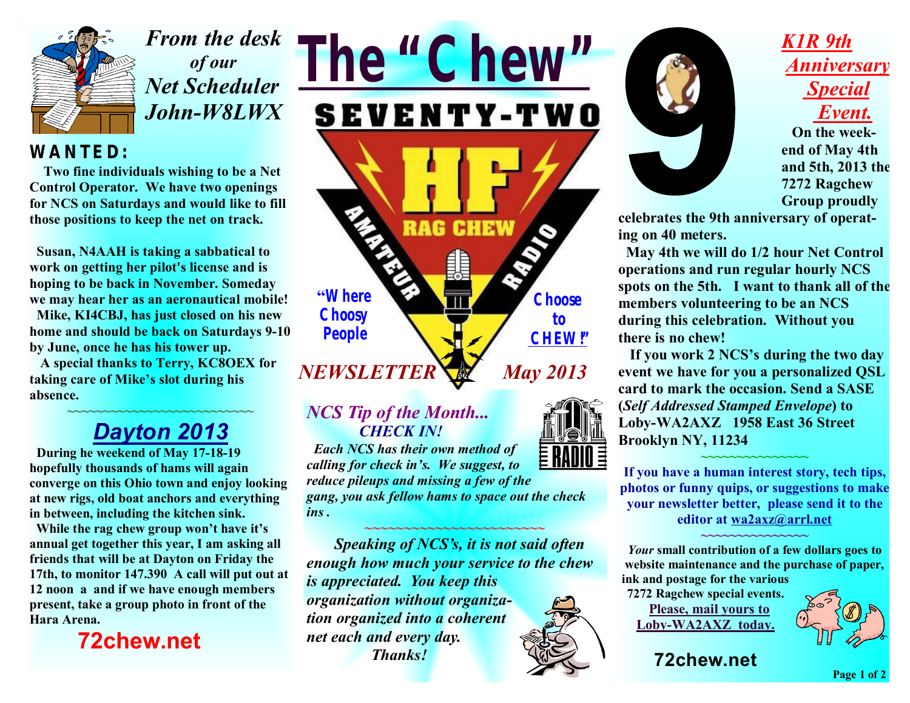# The "Chew"

SEVENTY-TWO

HF RAG CHEW AMATEUR RADIO

"Where Choosy People Choose to CHEW!"

*NEWSLETTER* *May 2013*

## *From the desk of our Net Scheduler John-W8LWX*

**WANTED:**

**Two fine individuals wishing to be a Net Control Operator. We have two openings for NCS on Saturdays and would like to fill those positions to keep the net on track.**

**Susan, N4AAH is taking a sabbatical to work on getting her pilot's license and is hoping to be back in November. Someday we may hear her as an aeronautical mobile!**

**Mike, KI4CBJ, has just closed on his new home and should be back on Saturdays 9-10 by June, once he has his tower up.**

**A special thanks to Terry, KC8OEX for taking care of Mike's slot during his absence.**

~~~~~~~~~~~~~~~~~~~~~~~~~~

## *Dayton 2013*

**During he weekend of May 17-18-19 hopefully thousands of hams will again converge on this Ohio town and enjoy looking at new rigs, old boat anchors and everything in between, including the kitchen sink.**

**While the rag chew group won't have it's annual get together this year, I am asking all friends that will be at Dayton on Friday the 17th, to monitor 147.390 A call will put out at 12 noon a and if we have enough members present, take a group photo in front of the Hara Arena.**

**72chew.net**

## *NCS Tip of the Month... CHECK IN!*

*Each NCS has their own method of calling for check in's. We suggest, to reduce pileups and missing a few of the gang, you ask fellow hams to space out the check ins .*

~~~~~~~~~~~~~~~~~~~~~~~~

*Speaking of NCS's, it is not said often enough how much your service to the chew is appreciated. You keep this organization without organization organized into a coherent net each and every day. Thanks!*

## *K1R 9th Anniversary Special Event.*

**On the week-end of May 4th and 5th, 2013 the 7272 Ragchew Group proudly celebrates the 9th anniversary of operating on 40 meters.**

**May 4th we will do 1/2 hour Net Control operations and run regular hourly NCS spots on the 5th. I want to thank all of the members volunteering to be an NCS during this celebration. Without you there is no chew!**

**If you work 2 NCS's during the two day event we have for you a personalized QSL card to mark the occasion. Send a SASE (*Self Addressed Stamped Envelope*) to Loby-WA2AXZ 1958 East 36 Street Brooklyn NY, 11234**

~~~~~~~~~~~~~~~

**If you have a human interest story, tech tips, photos or funny quips, or suggestions to make your newsletter better, please send it to the editor at wa2axz@arrl.net**

~~~~~~~~~~~~~~~

***Your* small contribution of a few dollars goes to website maintenance and the purchase of paper, ink and postage for the various 7272 Ragchew special events.**

**Please, mail yours to Loby-WA2AXZ today.**

**72chew.net**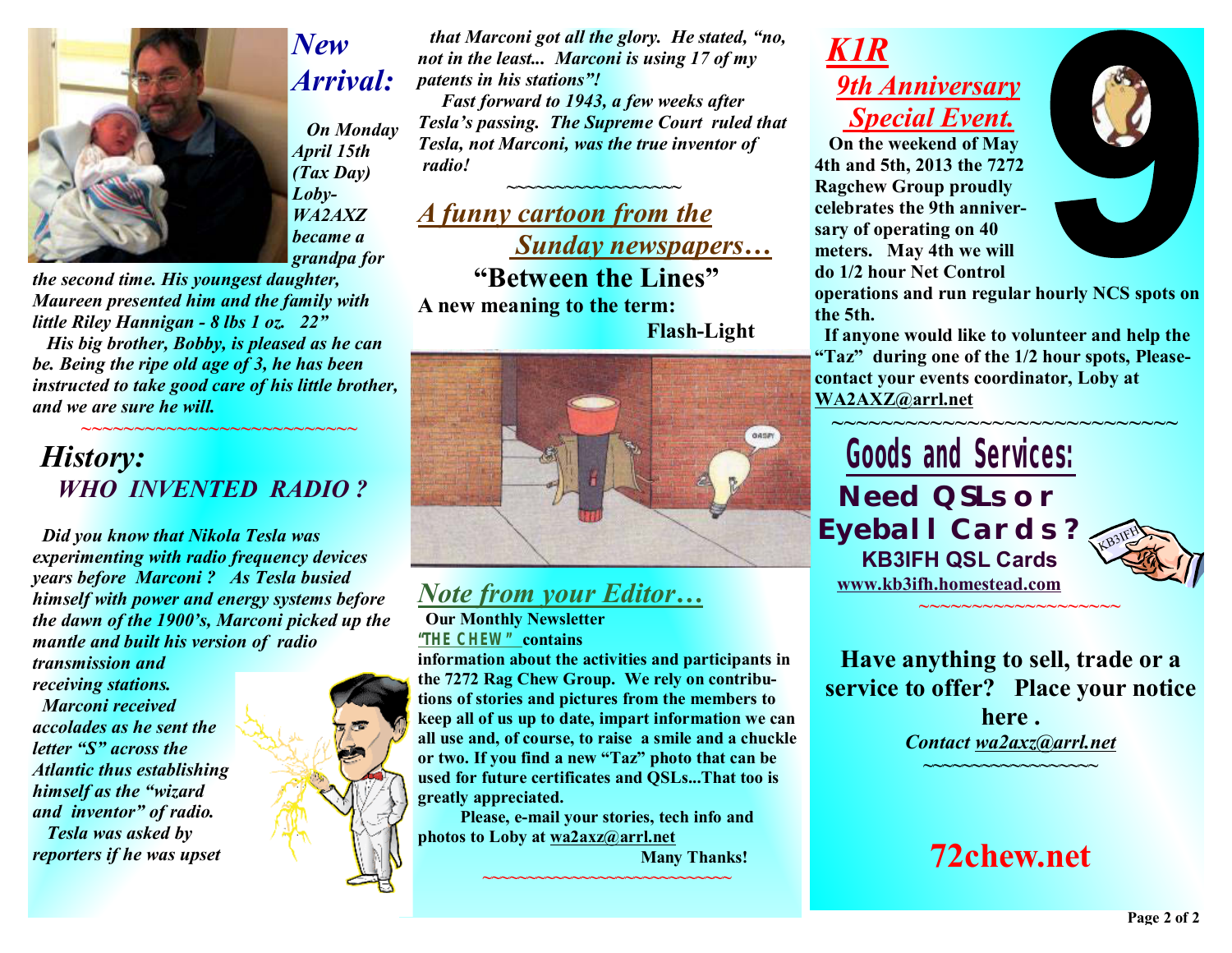## *New Arrival:*

***On Monday April 15th (Tax Day) Loby-WA2AXZ became a grandpa for the second time. His youngest daughter, Maureen presented him and the family with little Riley Hannigan - 8 lbs 1 oz. 22"***

***His big brother, Bobby, is pleased as he can be. Being the ripe old age of 3, he has been instructed to take good care of his little brother, and we are sure he will.***

~~~~~~~~~~~~~~~~~~~~~~~~~~~~

## *History:*

### *WHO INVENTED RADIO ?*

***Did you know that Nikola Tesla was experimenting with radio frequency devices years before Marconi ? As Tesla busied himself with power and energy systems before the dawn of the 1900's, Marconi picked up the mantle and built his version of radio transmission and receiving stations.***

***Marconi received accolades as he sent the letter "S" across the Atlantic thus establishing himself as the "wizard and inventor" of radio.***

***Tesla was asked by reporters if he was upset that Marconi got all the glory. He stated, "no, not in the least... Marconi is using 17 of my patents in his stations"!***

***Fast forward to 1943, a few weeks after Tesla's passing. The Supreme Court ruled that Tesla, not Marconi, was the true inventor of radio!***

~~~~~~~~~~~~~~~~~~~~

## *A funny cartoon from the Sunday newspapers…*

**"Between the Lines"**

**A new meaning to the term:**

**Flash-Light**

GASP!

## *Note from your Editor…*

**Our Monthly Newsletter "THE CHEW" contains information about the activities and participants in the 7272 Rag Chew Group. We rely on contributions of stories and pictures from the members to keep all of us up to date, impart information we can all use and, of course, to raise a smile and a chuckle or two. If you find a new "Taz" photo that can be used for future certificates and QSLs...That too is greatly appreciated.**

**Please, e-mail your stories, tech info and photos to Loby at wa2axz@arrl.net**

**Many Thanks!**

~~~~~~~~~~~~~~~~~~~~~~~~~~~~

## *K1R*
### *9th Anniversary Special Event.*

9

**On the weekend of May 4th and 5th, 2013 the 7272 Ragchew Group proudly celebrates the 9th anniversary of operating on 40 meters. May 4th we will do 1/2 hour Net Control operations and run regular hourly NCS spots on the 5th.**

**If anyone would like to volunteer and help the "Taz" during one of the 1/2 hour spots, Please-contact your events coordinator, Loby at WA2AXZ@arrl.net**

~~~~~~~~~~~~~~~~~~~~~~~~~~~~~~

## Goods and Services:

**Need QSLs or Eyeball Cards?**

**KB3IFH QSL Cards**

**www.kb3ifh.homestead.com**

KB3IFH

~~~~~~~~~~~~~~~~~~~~

**Have anything to sell, trade or a service to offer? Place your notice here .**

***Contact wa2axz@arrl.net***

~~~~~~~~~~~~~~~~~~~~

# 72chew.net